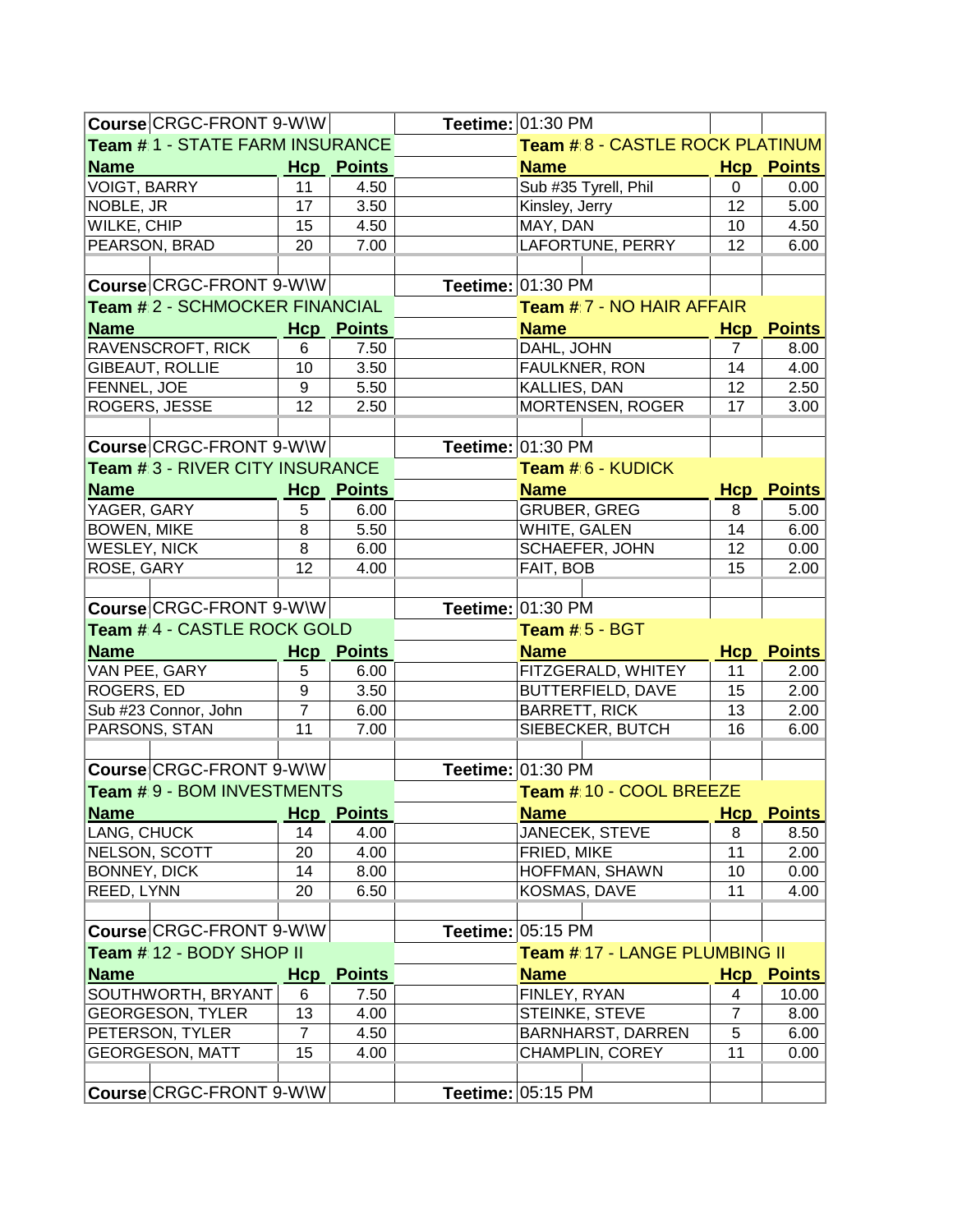| Course | CRGC-FRONT 9-W\W | | | Teetime: | 01:30 PM | | |
|---|---|---|---|---|---|---|---|
| Team # | 1 - STATE FARM INSURANCE | | | | Team # 8 - CASTLE ROCK PLATINUM | | |
| **Name** | | **Hcp** | **Points** | | **Name** | **Hcp** | **Points** |
| VOIGT, BARRY | | 11 | 4.50 | | Sub #35 Tyrell, Phil | 0 | 0.00 |
| NOBLE, JR | | 17 | 3.50 | | Kinsley, Jerry | 12 | 5.00 |
| WILKE, CHIP | | 15 | 4.50 | | MAY, DAN | 10 | 4.50 |
| PEARSON, BRAD | | 20 | 7.00 | | LAFORTUNE, PERRY | 12 | 6.00 |

| Course | CRGC-FRONT 9-W\W | | | Teetime: | 01:30 PM | | |
|---|---|---|---|---|---|---|---|
| Team # | 2 - SCHMOCKER FINANCIAL | | | | Team # 7 - NO HAIR AFFAIR | | |
| **Name** | | **Hcp** | **Points** | | **Name** | **Hcp** | **Points** |
| RAVENSCROFT, RICK | | 6 | 7.50 | | DAHL, JOHN | 7 | 8.00 |
| GIBEAUT, ROLLIE | | 10 | 3.50 | | FAULKNER, RON | 14 | 4.00 |
| FENNEL, JOE | | 9 | 5.50 | | KALLIES, DAN | 12 | 2.50 |
| ROGERS, JESSE | | 12 | 2.50 | | MORTENSEN, ROGER | 17 | 3.00 |

| Course | CRGC-FRONT 9-W\W | | | Teetime: | 01:30 PM | | |
|---|---|---|---|---|---|---|---|
| Team # | 3 - RIVER CITY INSURANCE | | | | Team # 6 - KUDICK | | |
| **Name** | | **Hcp** | **Points** | | **Name** | **Hcp** | **Points** |
| YAGER, GARY | | 5 | 6.00 | | GRUBER, GREG | 8 | 5.00 |
| BOWEN, MIKE | | 8 | 5.50 | | WHITE, GALEN | 14 | 6.00 |
| WESLEY, NICK | | 8 | 6.00 | | SCHAEFER, JOHN | 12 | 0.00 |
| ROSE, GARY | | 12 | 4.00 | | FAIT, BOB | 15 | 2.00 |

| Course | CRGC-FRONT 9-W\W | | | Teetime: | 01:30 PM | | |
|---|---|---|---|---|---|---|---|
| Team # | 4 - CASTLE ROCK GOLD | | | | Team # 5 - BGT | | |
| **Name** | | **Hcp** | **Points** | | **Name** | **Hcp** | **Points** |
| VAN PEE, GARY | | 5 | 6.00 | | FITZGERALD, WHITEY | 11 | 2.00 |
| ROGERS, ED | | 9 | 3.50 | | BUTTERFIELD, DAVE | 15 | 2.00 |
| Sub #23 Connor, John | | 7 | 6.00 | | BARRETT, RICK | 13 | 2.00 |
| PARSONS, STAN | | 11 | 7.00 | | SIEBECKER, BUTCH | 16 | 6.00 |

| Course | CRGC-FRONT 9-W\W | | | Teetime: | 01:30 PM | | |
|---|---|---|---|---|---|---|---|
| Team # | 9 - BOM INVESTMENTS | | | | Team # 10 - COOL BREEZE | | |
| **Name** | | **Hcp** | **Points** | | **Name** | **Hcp** | **Points** |
| LANG, CHUCK | | 14 | 4.00 | | JANECEK, STEVE | 8 | 8.50 |
| NELSON, SCOTT | | 20 | 4.00 | | FRIED, MIKE | 11 | 2.00 |
| BONNEY, DICK | | 14 | 8.00 | | HOFFMAN, SHAWN | 10 | 0.00 |
| REED, LYNN | | 20 | 6.50 | | KOSMAS, DAVE | 11 | 4.00 |

| Course | CRGC-FRONT 9-W\W | | | Teetime: | 05:15 PM | | |
|---|---|---|---|---|---|---|---|
| Team # | 12 - BODY SHOP II | | | | Team # 17 - LANGE PLUMBING II | | |
| **Name** | | **Hcp** | **Points** | | **Name** | **Hcp** | **Points** |
| SOUTHWORTH, BRYANT | | 6 | 7.50 | | FINLEY, RYAN | 4 | 10.00 |
| GEORGESON, TYLER | | 13 | 4.00 | | STEINKE, STEVE | 7 | 8.00 |
| PETERSON, TYLER | | 7 | 4.50 | | BARNHARST, DARREN | 5 | 6.00 |
| GEORGESON, MATT | | 15 | 4.00 | | CHAMPLIN, COREY | 11 | 0.00 |

| Course | CRGC-FRONT 9-W\W | | | Teetime: | 05:15 PM | | |
|---|---|---|---|---|---|---|---|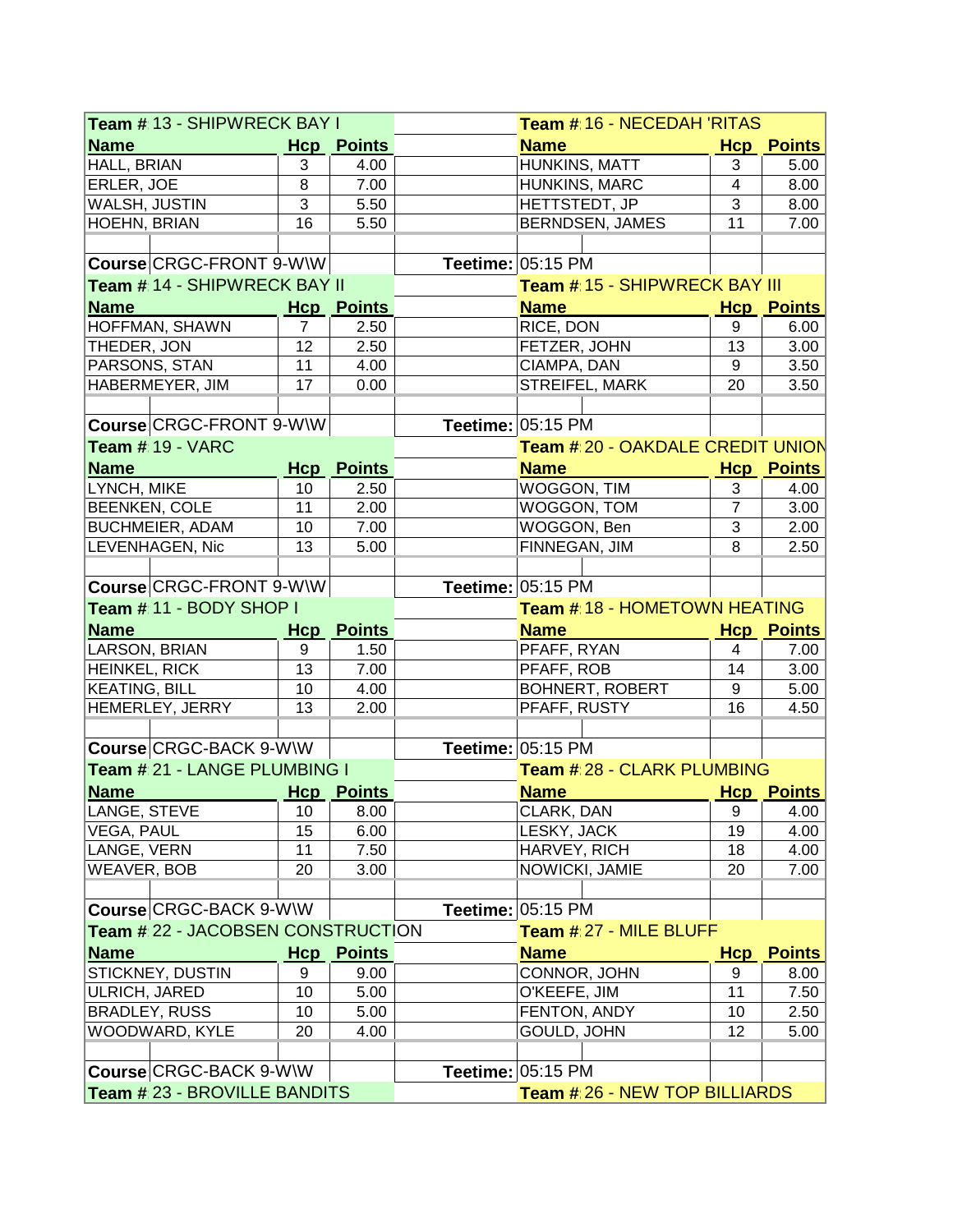| Team # 13 - SHIPWRECK BAY I | | | | Team # 16 - NECEDAH 'RITAS | | |
|---|---|---|---|---|---|---|
| **Name** | **Hcp** | **Points** | | **Name** | **Hcp** | **Points** |
| HALL, BRIAN | 3 | 4.00 | | HUNKINS, MATT | 3 | 5.00 |
| ERLER, JOE | 8 | 7.00 | | HUNKINS, MARC | 4 | 8.00 |
| WALSH, JUSTIN | 3 | 5.50 | | HETTSTEDT, JP | 3 | 8.00 |
| HOEHN, BRIAN | 16 | 5.50 | | BERNDSEN, JAMES | 11 | 7.00 |
| | | | | | | |
| **Course** CRGC-FRONT 9-W\W | | | **Teetime:** | 05:15 PM | | |
| **Team #** 14 - SHIPWRECK BAY II | | | | **Team #** 15 - SHIPWRECK BAY III | | |
| **Name** | **Hcp** | **Points** | | **Name** | **Hcp** | **Points** |
| HOFFMAN, SHAWN | 7 | 2.50 | | RICE, DON | 9 | 6.00 |
| THEDER, JON | 12 | 2.50 | | FETZER, JOHN | 13 | 3.00 |
| PARSONS, STAN | 11 | 4.00 | | CIAMPA, DAN | 9 | 3.50 |
| HABERMEYER, JIM | 17 | 0.00 | | STREIFEL, MARK | 20 | 3.50 |
| | | | | | | |
| **Course** CRGC-FRONT 9-W\W | | | **Teetime:** | 05:15 PM | | |
| **Team #** 19 - VARC | | | | **Team #** 20 - OAKDALE CREDIT UNION | | |
| **Name** | **Hcp** | **Points** | | **Name** | **Hcp** | **Points** |
| LYNCH, MIKE | 10 | 2.50 | | WOGGON, TIM | 3 | 4.00 |
| BEENKEN, COLE | 11 | 2.00 | | WOGGON, TOM | 7 | 3.00 |
| BUCHMEIER, ADAM | 10 | 7.00 | | WOGGON, Ben | 3 | 2.00 |
| LEVENHAGEN, Nic | 13 | 5.00 | | FINNEGAN, JIM | 8 | 2.50 |
| | | | | | | |
| **Course** CRGC-FRONT 9-W\W | | | **Teetime:** | 05:15 PM | | |
| **Team #** 11 - BODY SHOP I | | | | **Team #** 18 - HOMETOWN HEATING | | |
| **Name** | **Hcp** | **Points** | | **Name** | **Hcp** | **Points** |
| LARSON, BRIAN | 9 | 1.50 | | PFAFF, RYAN | 4 | 7.00 |
| HEINKEL, RICK | 13 | 7.00 | | PFAFF, ROB | 14 | 3.00 |
| KEATING, BILL | 10 | 4.00 | | BOHNERT, ROBERT | 9 | 5.00 |
| HEMERLEY, JERRY | 13 | 2.00 | | PFAFF, RUSTY | 16 | 4.50 |
| | | | | | | |
| **Course** CRGC-BACK 9-W\W | | | **Teetime:** | 05:15 PM | | |
| **Team #** 21 - LANGE PLUMBING I | | | | **Team #** 28 - CLARK PLUMBING | | |
| **Name** | **Hcp** | **Points** | | **Name** | **Hcp** | **Points** |
| LANGE, STEVE | 10 | 8.00 | | CLARK, DAN | 9 | 4.00 |
| VEGA, PAUL | 15 | 6.00 | | LESKY, JACK | 19 | 4.00 |
| LANGE, VERN | 11 | 7.50 | | HARVEY, RICH | 18 | 4.00 |
| WEAVER, BOB | 20 | 3.00 | | NOWICKI, JAMIE | 20 | 7.00 |
| | | | | | | |
| **Course** CRGC-BACK 9-W\W | | | **Teetime:** | 05:15 PM | | |
| **Team #** 22 - JACOBSEN CONSTRUCTION | | | | **Team #** 27 - MILE BLUFF | | |
| **Name** | **Hcp** | **Points** | | **Name** | **Hcp** | **Points** |
| STICKNEY, DUSTIN | 9 | 9.00 | | CONNOR, JOHN | 9 | 8.00 |
| ULRICH, JARED | 10 | 5.00 | | O'KEEFE, JIM | 11 | 7.50 |
| BRADLEY, RUSS | 10 | 5.00 | | FENTON, ANDY | 10 | 2.50 |
| WOODWARD, KYLE | 20 | 4.00 | | GOULD, JOHN | 12 | 5.00 |
| | | | | | | |
| **Course** CRGC-BACK 9-W\W | | | **Teetime:** | 05:15 PM | | |
| **Team #** 23 - BROVILLE BANDITS | | | | **Team #** 26 - NEW TOP BILLIARDS | | |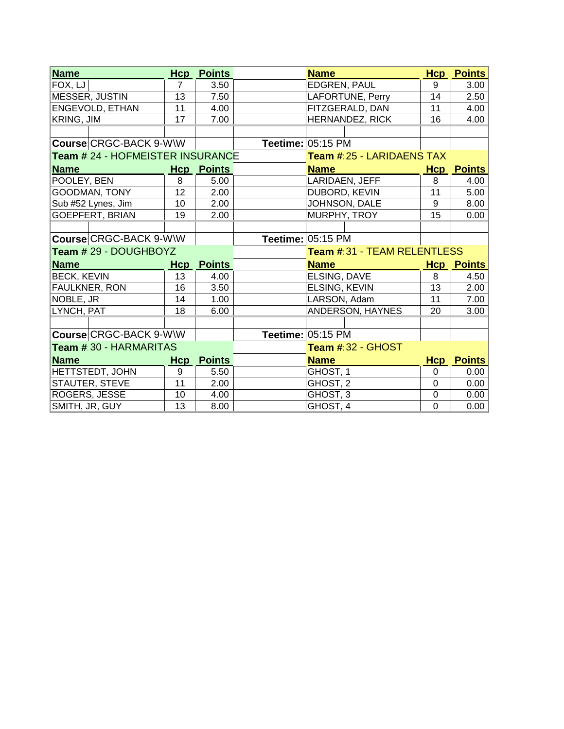| Name | Hcp | Points | | Name | Hcp | Points |
|---|---|---|---|---|---|---|
| FOX, LJ | 7 | 3.50 | | EDGREN, PAUL | 9 | 3.00 |
| MESSER, JUSTIN | 13 | 7.50 | | LAFORTUNE, Perry | 14 | 2.50 |
| ENGEVOLD, ETHAN | 11 | 4.00 | | FITZGERALD, DAN | 11 | 4.00 |
| KRING, JIM | 17 | 7.00 | | HERNANDEZ, RICK | 16 | 4.00 |

**Course** CRGC-BACK 9-W\W **Teetime:** 05:15 PM

| Team # 24 - HOFMEISTER INSURANCE | | | | Team # 25 - LARIDAENS TAX | | |
|---|---|---|---|---|---|---|
| **Name** | **Hcp** | **Points** | | **Name** | **Hcp** | **Points** |
| POOLEY, BEN | 8 | 5.00 | | LARIDAEN, JEFF | 8 | 4.00 |
| GOODMAN, TONY | 12 | 2.00 | | DUBORD, KEVIN | 11 | 5.00 |
| Sub #52 Lynes, Jim | 10 | 2.00 | | JOHNSON, DALE | 9 | 8.00 |
| GOEPFERT, BRIAN | 19 | 2.00 | | MURPHY, TROY | 15 | 0.00 |

**Course** CRGC-BACK 9-W\W **Teetime:** 05:15 PM

| Team # 29 - DOUGHBOYZ | | | | Team # 31 - TEAM RELENTLESS | | |
|---|---|---|---|---|---|---|
| **Name** | **Hcp** | **Points** | | **Name** | **Hcp** | **Points** |
| BECK, KEVIN | 13 | 4.00 | | ELSING, DAVE | 8 | 4.50 |
| FAULKNER, RON | 16 | 3.50 | | ELSING, KEVIN | 13 | 2.00 |
| NOBLE, JR | 14 | 1.00 | | LARSON, Adam | 11 | 7.00 |
| LYNCH, PAT | 18 | 6.00 | | ANDERSON, HAYNES | 20 | 3.00 |

**Course** CRGC-BACK 9-W\W **Teetime:** 05:15 PM

| Team # 30 - HARMARITAS | | | | Team # 32 - GHOST | | |
|---|---|---|---|---|---|---|
| **Name** | **Hcp** | **Points** | | **Name** | **Hcp** | **Points** |
| HETTSTEDT, JOHN | 9 | 5.50 | | GHOST, 1 | 0 | 0.00 |
| STAUTER, STEVE | 11 | 2.00 | | GHOST, 2 | 0 | 0.00 |
| ROGERS, JESSE | 10 | 4.00 | | GHOST, 3 | 0 | 0.00 |
| SMITH, JR, GUY | 13 | 8.00 | | GHOST, 4 | 0 | 0.00 |